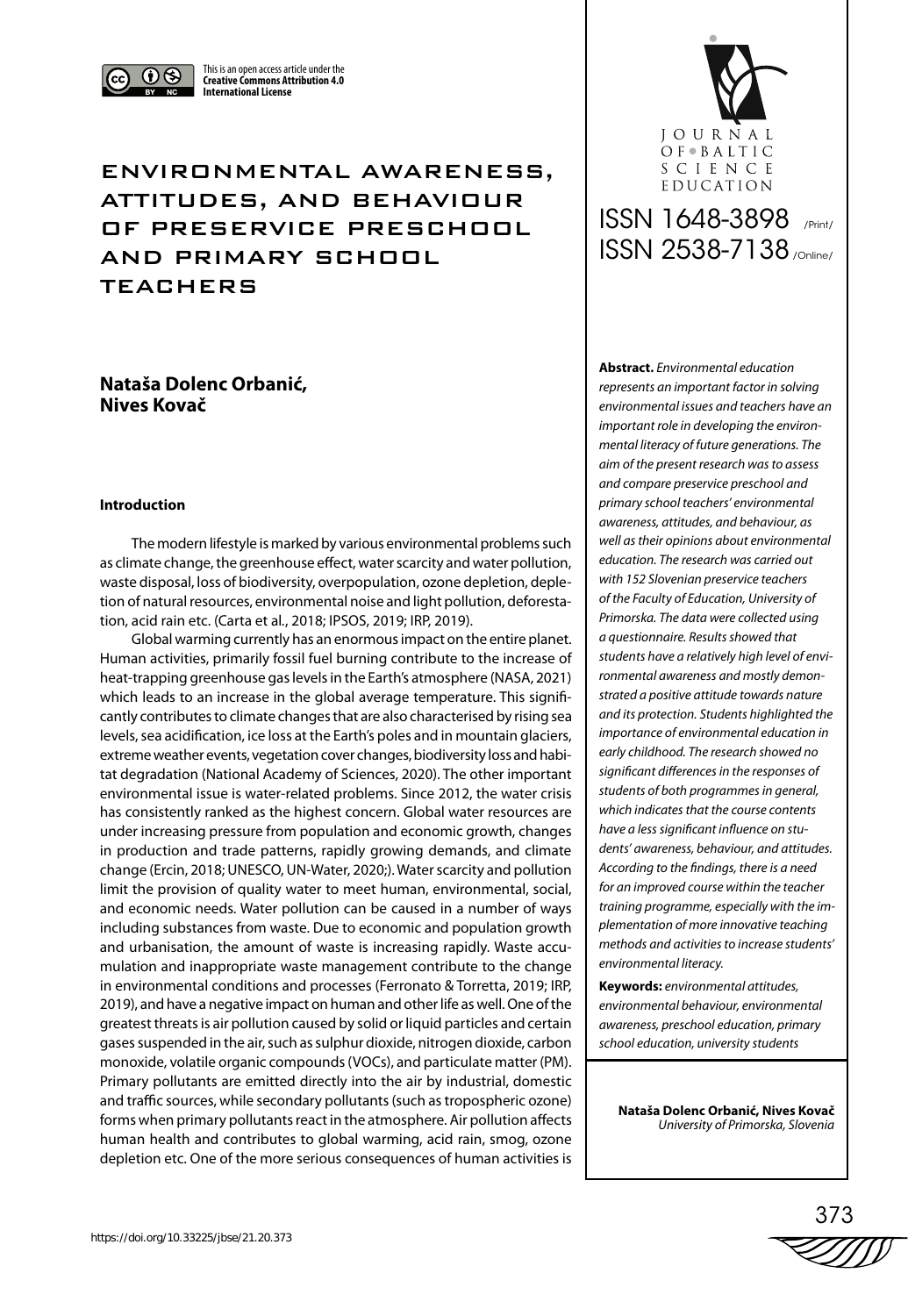This is an open access article under the **Creative Commons Attribution 4.0 International License**

# ENVIRONMENTAL AWARENESS, ATTITUDES, AND BEHAVIOUR OF PRESERVICE PRESCHOOL AND PRIMARY SCHOOL TEACHERS

**Nataša Dolenc Orbanić, Nives Kovač**

JOURNAL OF BALTIC SCIENCE EDUCATION

ISSN 1648-3898 /Print/
ISSN 2538-7138 /Online/

**Abstract.** *Environmental education represents an important factor in solving environmental issues and teachers have an important role in developing the environmental literacy of future generations. The aim of the present research was to assess and compare preservice preschool and primary school teachers' environmental awareness, attitudes, and behaviour, as well as their opinions about environmental education. The research was carried out with 152 Slovenian preservice teachers of the Faculty of Education, University of Primorska. The data were collected using a questionnaire. Results showed that students have a relatively high level of environmental awareness and mostly demonstrated a positive attitude towards nature and its protection. Students highlighted the importance of environmental education in early childhood. The research showed no significant differences in the responses of students of both programmes in general, which indicates that the course contents have a less significant influence on students' awareness, behaviour, and attitudes. According to the findings, there is a need for an improved course within the teacher training programme, especially with the implementation of more innovative teaching methods and activities to increase students' environmental literacy.*

**Keywords:** *environmental attitudes, environmental behaviour, environmental awareness, preschool education, primary school education, university students*

**Nataša Dolenc Orbanić, Nives Kovač**
*University of Primorska, Slovenia*

### Introduction

The modern lifestyle is marked by various environmental problems such as climate change, the greenhouse effect, water scarcity and water pollution, waste disposal, loss of biodiversity, overpopulation, ozone depletion, depletion of natural resources, environmental noise and light pollution, deforestation, acid rain etc. (Carta et al., 2018; IPSOS, 2019; IRP, 2019).

Global warming currently has an enormous impact on the entire planet. Human activities, primarily fossil fuel burning contribute to the increase of heat-trapping greenhouse gas levels in the Earth's atmosphere (NASA, 2021) which leads to an increase in the global average temperature. This significantly contributes to climate changes that are also characterised by rising sea levels, sea acidification, ice loss at the Earth's poles and in mountain glaciers, extreme weather events, vegetation cover changes, biodiversity loss and habitat degradation (National Academy of Sciences, 2020). The other important environmental issue is water-related problems. Since 2012, the water crisis has consistently ranked as the highest concern. Global water resources are under increasing pressure from population and economic growth, changes in production and trade patterns, rapidly growing demands, and climate change (Ercin, 2018; UNESCO, UN-Water, 2020;). Water scarcity and pollution limit the provision of quality water to meet human, environmental, social, and economic needs. Water pollution can be caused in a number of ways including substances from waste. Due to economic and population growth and urbanisation, the amount of waste is increasing rapidly. Waste accumulation and inappropriate waste management contribute to the change in environmental conditions and processes (Ferronato & Torretta, 2019; IRP, 2019), and have a negative impact on human and other life as well. One of the greatest threats is air pollution caused by solid or liquid particles and certain gases suspended in the air, such as sulphur dioxide, nitrogen dioxide, carbon monoxide, volatile organic compounds (VOCs), and particulate matter (PM). Primary pollutants are emitted directly into the air by industrial, domestic and traffic sources, while secondary pollutants (such as tropospheric ozone) forms when primary pollutants react in the atmosphere. Air pollution affects human health and contributes to global warming, acid rain, smog, ozone depletion etc. One of the more serious consequences of human activities is

https://doi.org/10.33225/jbse/21.20.373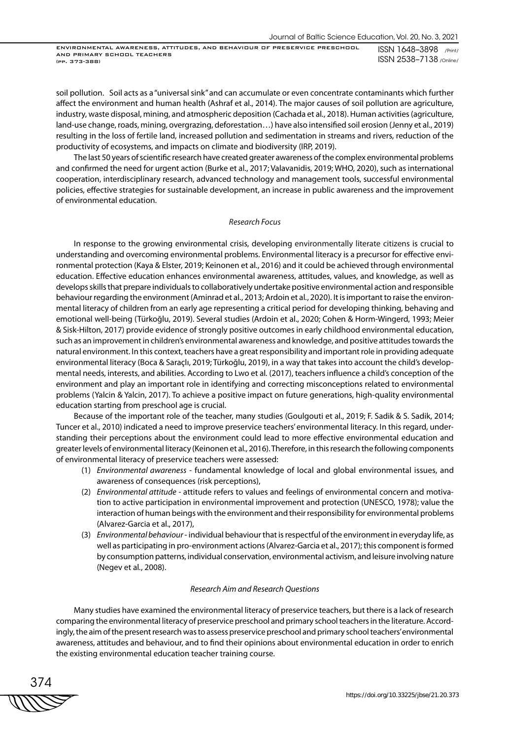soil pollution. Soil acts as a "universal sink" and can accumulate or even concentrate contaminants which further affect the environment and human health (Ashraf et al., 2014). The major causes of soil pollution are agriculture, industry, waste disposal, mining, and atmospheric deposition (Cachada et al., 2018). Human activities (agriculture, land-use change, roads, mining, overgrazing, deforestation…) have also intensified soil erosion (Jenny et al., 2019) resulting in the loss of fertile land, increased pollution and sedimentation in streams and rivers, reduction of the productivity of ecosystems, and impacts on climate and biodiversity (IRP, 2019).

The last 50 years of scientific research have created greater awareness of the complex environmental problems and confirmed the need for urgent action (Burke et al., 2017; Valavanidis, 2019; WHO, 2020), such as international cooperation, interdisciplinary research, advanced technology and management tools, successful environmental policies, effective strategies for sustainable development, an increase in public awareness and the improvement of environmental education.

### *Research Focus*

In response to the growing environmental crisis, developing environmentally literate citizens is crucial to understanding and overcoming environmental problems. Environmental literacy is a precursor for effective environmental protection (Kaya & Elster, 2019; Keinonen et al., 2016) and it could be achieved through environmental education. Effective education enhances environmental awareness, attitudes, values, and knowledge, as well as develops skills that prepare individuals to collaboratively undertake positive environmental action and responsible behaviour regarding the environment (Aminrad et al., 2013; Ardoin et al., 2020). It is important to raise the environmental literacy of children from an early age representing a critical period for developing thinking, behaving and emotional well-being (Türkoğlu, 2019). Several studies (Ardoin et al., 2020; Cohen & Horm-Wingerd, 1993; Meier & Sisk-Hilton, 2017) provide evidence of strongly positive outcomes in early childhood environmental education, such as an improvement in children's environmental awareness and knowledge, and positive attitudes towards the natural environment. In this context, teachers have a great responsibility and important role in providing adequate environmental literacy (Boca & Saraçlı, 2019; Türkoğlu, 2019), in a way that takes into account the child's developmental needs, interests, and abilities. According to Lwo et al. (2017), teachers influence a child's conception of the environment and play an important role in identifying and correcting misconceptions related to environmental problems (Yalcin & Yalcin, 2017). To achieve a positive impact on future generations, high-quality environmental education starting from preschool age is crucial.

Because of the important role of the teacher, many studies (Goulgouti et al., 2019; F. Sadik & S. Sadik, 2014; Tuncer et al., 2010) indicated a need to improve preservice teachers' environmental literacy. In this regard, understanding their perceptions about the environment could lead to more effective environmental education and greater levels of environmental literacy (Keinonen et al., 2016). Therefore, in this research the following components of environmental literacy of preservice teachers were assessed:

1. *Environmental awareness* - fundamental knowledge of local and global environmental issues, and awareness of consequences (risk perceptions),
2. *Environmental attitude* - attitude refers to values and feelings of environmental concern and motivation to active participation in environmental improvement and protection (UNESCO, 1978); value the interaction of human beings with the environment and their responsibility for environmental problems (Alvarez-Garcia et al., 2017),
3. *Environmental behaviour* - individual behaviour that is respectful of the environment in everyday life, as well as participating in pro-environment actions (Alvarez-Garcia et al., 2017); this component is formed by consumption patterns, individual conservation, environmental activism, and leisure involving nature (Negev et al., 2008).

### *Research Aim and Research Questions*

Many studies have examined the environmental literacy of preservice teachers, but there is a lack of research comparing the environmental literacy of preservice preschool and primary school teachers in the literature. Accordingly, the aim of the present research was to assess preservice preschool and primary school teachers' environmental awareness, attitudes and behaviour, and to find their opinions about environmental education in order to enrich the existing environmental education teacher training course.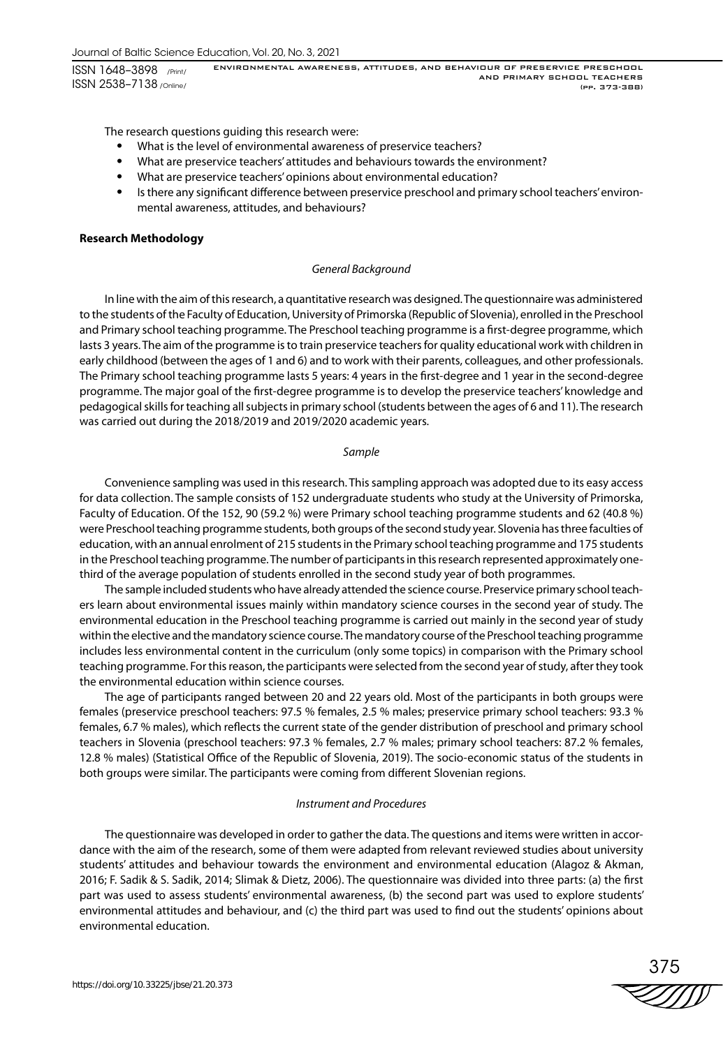The research questions guiding this research were:

- What is the level of environmental awareness of preservice teachers?
- What are preservice teachers' attitudes and behaviours towards the environment?
- What are preservice teachers' opinions about environmental education?
- Is there any significant difference between preservice preschool and primary school teachers' environmental awareness, attitudes, and behaviours?

## Research Methodology

### *General Background*

In line with the aim of this research, a quantitative research was designed. The questionnaire was administered to the students of the Faculty of Education, University of Primorska (Republic of Slovenia), enrolled in the Preschool and Primary school teaching programme. The Preschool teaching programme is a first-degree programme, which lasts 3 years. The aim of the programme is to train preservice teachers for quality educational work with children in early childhood (between the ages of 1 and 6) and to work with their parents, colleagues, and other professionals. The Primary school teaching programme lasts 5 years: 4 years in the first-degree and 1 year in the second-degree programme. The major goal of the first-degree programme is to develop the preservice teachers' knowledge and pedagogical skills for teaching all subjects in primary school (students between the ages of 6 and 11). The research was carried out during the 2018/2019 and 2019/2020 academic years.

### *Sample*

Convenience sampling was used in this research. This sampling approach was adopted due to its easy access for data collection. The sample consists of 152 undergraduate students who study at the University of Primorska, Faculty of Education. Of the 152, 90 (59.2 %) were Primary school teaching programme students and 62 (40.8 %) were Preschool teaching programme students, both groups of the second study year. Slovenia has three faculties of education, with an annual enrolment of 215 students in the Primary school teaching programme and 175 students in the Preschool teaching programme. The number of participants in this research represented approximately one-third of the average population of students enrolled in the second study year of both programmes.

The sample included students who have already attended the science course. Preservice primary school teachers learn about environmental issues mainly within mandatory science courses in the second year of study. The environmental education in the Preschool teaching programme is carried out mainly in the second year of study within the elective and the mandatory science course. The mandatory course of the Preschool teaching programme includes less environmental content in the curriculum (only some topics) in comparison with the Primary school teaching programme. For this reason, the participants were selected from the second year of study, after they took the environmental education within science courses.

The age of participants ranged between 20 and 22 years old. Most of the participants in both groups were females (preservice preschool teachers: 97.5 % females, 2.5 % males; preservice primary school teachers: 93.3 % females, 6.7 % males), which reflects the current state of the gender distribution of preschool and primary school teachers in Slovenia (preschool teachers: 97.3 % females, 2.7 % males; primary school teachers: 87.2 % females, 12.8 % males) (Statistical Office of the Republic of Slovenia, 2019). The socio-economic status of the students in both groups were similar. The participants were coming from different Slovenian regions.

### *Instrument and Procedures*

The questionnaire was developed in order to gather the data. The questions and items were written in accordance with the aim of the research, some of them were adapted from relevant reviewed studies about university students' attitudes and behaviour towards the environment and environmental education (Alagoz & Akman, 2016; F. Sadik & S. Sadik, 2014; Slimak & Dietz, 2006). The questionnaire was divided into three parts: (a) the first part was used to assess students' environmental awareness, (b) the second part was used to explore students' environmental attitudes and behaviour, and (c) the third part was used to find out the students' opinions about environmental education.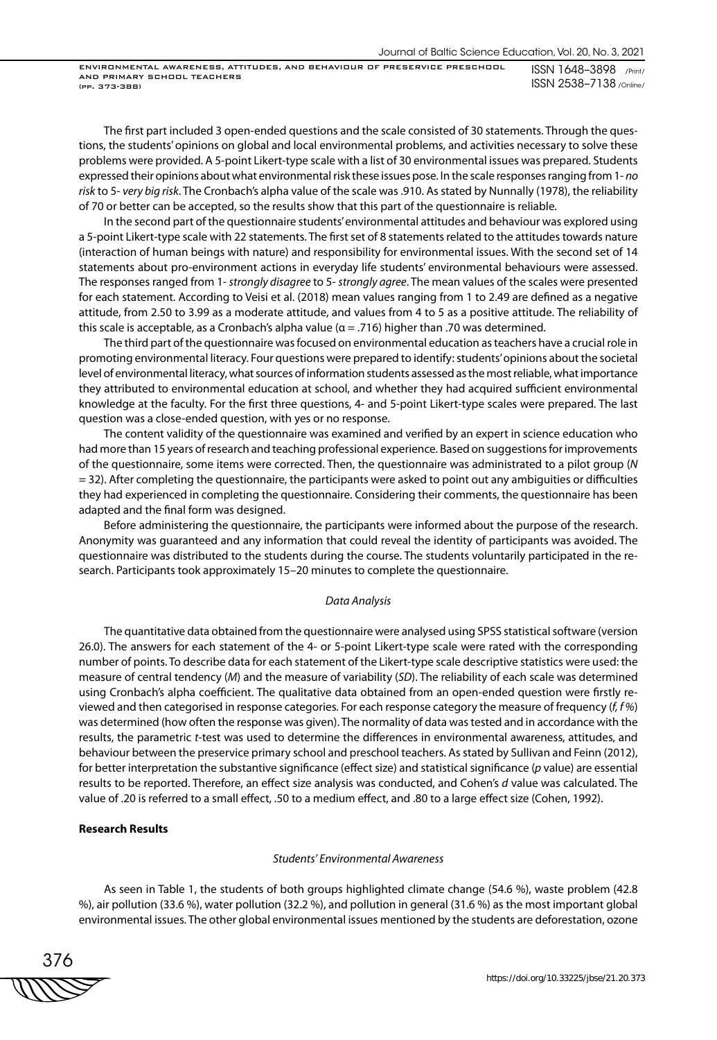The first part included 3 open-ended questions and the scale consisted of 30 statements. Through the questions, the students' opinions on global and local environmental problems, and activities necessary to solve these problems were provided. A 5-point Likert-type scale with a list of 30 environmental issues was prepared. Students expressed their opinions about what environmental risk these issues pose. In the scale responses ranging from 1- *no risk* to 5- *very big risk*. The Cronbach's alpha value of the scale was .910. As stated by Nunnally (1978), the reliability of 70 or better can be accepted, so the results show that this part of the questionnaire is reliable.

In the second part of the questionnaire students' environmental attitudes and behaviour was explored using a 5-point Likert-type scale with 22 statements. The first set of 8 statements related to the attitudes towards nature (interaction of human beings with nature) and responsibility for environmental issues. With the second set of 14 statements about pro-environment actions in everyday life students' environmental behaviours were assessed. The responses ranged from 1- *strongly disagree* to 5- *strongly agree*. The mean values of the scales were presented for each statement. According to Veisi et al. (2018) mean values ranging from 1 to 2.49 are defined as a negative attitude, from 2.50 to 3.99 as a moderate attitude, and values from 4 to 5 as a positive attitude. The reliability of this scale is acceptable, as a Cronbach's alpha value ($\alpha$ = .716) higher than .70 was determined.

The third part of the questionnaire was focused on environmental education as teachers have a crucial role in promoting environmental literacy. Four questions were prepared to identify: students' opinions about the societal level of environmental literacy, what sources of information students assessed as the most reliable, what importance they attributed to environmental education at school, and whether they had acquired sufficient environmental knowledge at the faculty. For the first three questions, 4- and 5-point Likert-type scales were prepared. The last question was a close-ended question, with yes or no response.

The content validity of the questionnaire was examined and verified by an expert in science education who had more than 15 years of research and teaching professional experience. Based on suggestions for improvements of the questionnaire, some items were corrected. Then, the questionnaire was administrated to a pilot group ($N$ = 32). After completing the questionnaire, the participants were asked to point out any ambiguities or difficulties they had experienced in completing the questionnaire. Considering their comments, the questionnaire has been adapted and the final form was designed.

Before administering the questionnaire, the participants were informed about the purpose of the research. Anonymity was guaranteed and any information that could reveal the identity of participants was avoided. The questionnaire was distributed to the students during the course. The students voluntarily participated in the research. Participants took approximately 15–20 minutes to complete the questionnaire.

### *Data Analysis*

The quantitative data obtained from the questionnaire were analysed using SPSS statistical software (version 26.0). The answers for each statement of the 4- or 5-point Likert-type scale were rated with the corresponding number of points. To describe data for each statement of the Likert-type scale descriptive statistics were used: the measure of central tendency ($M$) and the measure of variability ($SD$). The reliability of each scale was determined using Cronbach's alpha coefficient. The qualitative data obtained from an open-ended question were firstly reviewed and then categorised in response categories. For each response category the measure of frequency ($f$, $f$%) was determined (how often the response was given). The normality of data was tested and in accordance with the results, the parametric $t$-test was used to determine the differences in environmental awareness, attitudes, and behaviour between the preservice primary school and preschool teachers. As stated by Sullivan and Feinn (2012), for better interpretation the substantive significance (effect size) and statistical significance ($p$ value) are essential results to be reported. Therefore, an effect size analysis was conducted, and Cohen's $d$ value was calculated. The value of .20 is referred to a small effect, .50 to a medium effect, and .80 to a large effect size (Cohen, 1992).

## **Research Results**

### *Students' Environmental Awareness*

As seen in Table 1, the students of both groups highlighted climate change (54.6 %), waste problem (42.8 %), air pollution (33.6 %), water pollution (32.2 %), and pollution in general (31.6 %) as the most important global environmental issues. The other global environmental issues mentioned by the students are deforestation, ozone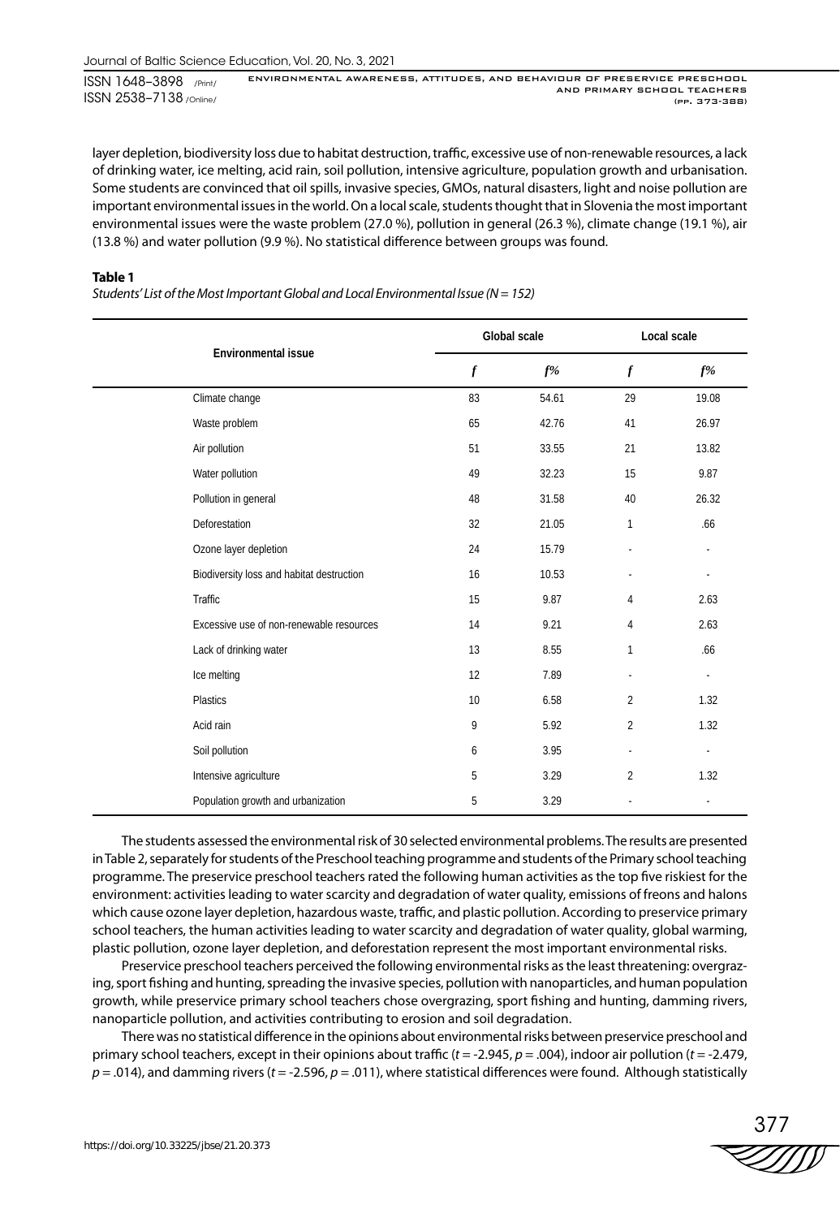layer depletion, biodiversity loss due to habitat destruction, traffic, excessive use of non-renewable resources, a lack of drinking water, ice melting, acid rain, soil pollution, intensive agriculture, population growth and urbanisation. Some students are convinced that oil spills, invasive species, GMOs, natural disasters, light and noise pollution are important environmental issues in the world. On a local scale, students thought that in Slovenia the most important environmental issues were the waste problem (27.0 %), pollution in general (26.3 %), climate change (19.1 %), air (13.8 %) and water pollution (9.9 %). No statistical difference between groups was found.

**Table 1**

*Students' List of the Most Important Global and Local Environmental Issue (N = 152)*

| Environmental issue | Global scale | | Local scale | |
|---|---|---|---|---|
| | *f* | *f%* | *f* | *f%* |
| Climate change | 83 | 54.61 | 29 | 19.08 |
| Waste problem | 65 | 42.76 | 41 | 26.97 |
| Air pollution | 51 | 33.55 | 21 | 13.82 |
| Water pollution | 49 | 32.23 | 15 | 9.87 |
| Pollution in general | 48 | 31.58 | 40 | 26.32 |
| Deforestation | 32 | 21.05 | 1 | .66 |
| Ozone layer depletion | 24 | 15.79 | - | - |
| Biodiversity loss and habitat destruction | 16 | 10.53 | - | - |
| Traffic | 15 | 9.87 | 4 | 2.63 |
| Excessive use of non-renewable resources | 14 | 9.21 | 4 | 2.63 |
| Lack of drinking water | 13 | 8.55 | 1 | .66 |
| Ice melting | 12 | 7.89 | - | - |
| Plastics | 10 | 6.58 | 2 | 1.32 |
| Acid rain | 9 | 5.92 | 2 | 1.32 |
| Soil pollution | 6 | 3.95 | - | - |
| Intensive agriculture | 5 | 3.29 | 2 | 1.32 |
| Population growth and urbanization | 5 | 3.29 | - | - |

The students assessed the environmental risk of 30 selected environmental problems. The results are presented in Table 2, separately for students of the Preschool teaching programme and students of the Primary school teaching programme. The preservice preschool teachers rated the following human activities as the top five riskiest for the environment: activities leading to water scarcity and degradation of water quality, emissions of freons and halons which cause ozone layer depletion, hazardous waste, traffic, and plastic pollution. According to preservice primary school teachers, the human activities leading to water scarcity and degradation of water quality, global warming, plastic pollution, ozone layer depletion, and deforestation represent the most important environmental risks.

Preservice preschool teachers perceived the following environmental risks as the least threatening: overgrazing, sport fishing and hunting, spreading the invasive species, pollution with nanoparticles, and human population growth, while preservice primary school teachers chose overgrazing, sport fishing and hunting, damming rivers, nanoparticle pollution, and activities contributing to erosion and soil degradation.

There was no statistical difference in the opinions about environmental risks between preservice preschool and primary school teachers, except in their opinions about traffic ($t$ = -2.945, $p$ = .004), indoor air pollution ($t$ = -2.479, $p$ = .014), and damming rivers ($t$ = -2.596, $p$ = .011), where statistical differences were found. Although statistically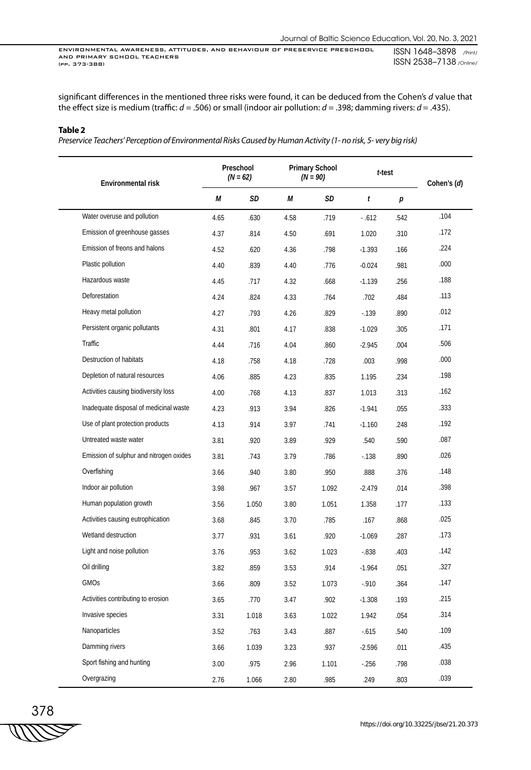significant differences in the mentioned three risks were found, it can be deduced from the Cohen's *d* value that the effect size is medium (traffic: $d = .506$) or small (indoor air pollution: $d = .398$; damming rivers: $d = .435$).

**Table 2**

*Preservice Teachers' Perception of Environmental Risks Caused by Human Activity (1- no risk, 5- very big risk)*

| Environmental risk | Preschool ($N = 62$) | | Primary School ($N = 90$) | | *t*-test | | Cohen's (*d*) |
|---|---|---|---|---|---|---|---|
| | *M* | *SD* | *M* | *SD* | *t* | *p* | |
| Water overuse and pollution | 4.65 | .630 | 4.58 | .719 | - .612 | .542 | .104 |
| Emission of greenhouse gasses | 4.37 | .814 | 4.50 | .691 | 1.020 | .310 | .172 |
| Emission of freons and halons | 4.52 | .620 | 4.36 | .798 | -1.393 | .166 | .224 |
| Plastic pollution | 4.40 | .839 | 4.40 | .776 | -0.024 | .981 | .000 |
| Hazardous waste | 4.45 | .717 | 4.32 | .668 | -1.139 | .256 | .188 |
| Deforestation | 4.24 | .824 | 4.33 | .764 | .702 | .484 | .113 |
| Heavy metal pollution | 4.27 | .793 | 4.26 | .829 | -.139 | .890 | .012 |
| Persistent organic pollutants | 4.31 | .801 | 4.17 | .838 | -1.029 | .305 | .171 |
| Traffic | 4.44 | .716 | 4.04 | .860 | -2.945 | .004 | .506 |
| Destruction of habitats | 4.18 | .758 | 4.18 | .728 | .003 | .998 | .000 |
| Depletion of natural resources | 4.06 | .885 | 4.23 | .835 | 1.195 | .234 | .198 |
| Activities causing biodiversity loss | 4.00 | .768 | 4.13 | .837 | 1.013 | .313 | .162 |
| Inadequate disposal of medicinal waste | 4.23 | .913 | 3.94 | .826 | -1.941 | .055 | .333 |
| Use of plant protection products | 4.13 | .914 | 3.97 | .741 | -1.160 | .248 | .192 |
| Untreated waste water | 3.81 | .920 | 3.89 | .929 | .540 | .590 | .087 |
| Emission of sulphur and nitrogen oxides | 3.81 | .743 | 3.79 | .786 | -.138 | .890 | .026 |
| Overfishing | 3.66 | .940 | 3.80 | .950 | .888 | .376 | .148 |
| Indoor air pollution | 3.98 | .967 | 3.57 | 1.092 | -2.479 | .014 | .398 |
| Human population growth | 3.56 | 1.050 | 3.80 | 1.051 | 1.358 | .177 | .133 |
| Activities causing eutrophication | 3.68 | .845 | 3.70 | .785 | .167 | .868 | .025 |
| Wetland destruction | 3.77 | .931 | 3.61 | .920 | -1.069 | .287 | .173 |
| Light and noise pollution | 3.76 | .953 | 3.62 | 1.023 | -.838 | .403 | .142 |
| Oil drilling | 3.82 | .859 | 3.53 | .914 | -1.964 | .051 | .327 |
| GMOs | 3.66 | .809 | 3.52 | 1.073 | -.910 | .364 | .147 |
| Activities contributing to erosion | 3.65 | .770 | 3.47 | .902 | -1.308 | .193 | .215 |
| Invasive species | 3.31 | 1.018 | 3.63 | 1.022 | 1.942 | .054 | .314 |
| Nanoparticles | 3.52 | .763 | 3.43 | .887 | -.615 | .540 | .109 |
| Damming rivers | 3.66 | 1.039 | 3.23 | .937 | -2.596 | .011 | .435 |
| Sport fishing and hunting | 3.00 | .975 | 2.96 | 1.101 | -.256 | .798 | .038 |
| Overgrazing | 2.76 | 1.066 | 2.80 | .985 | .249 | .803 | .039 |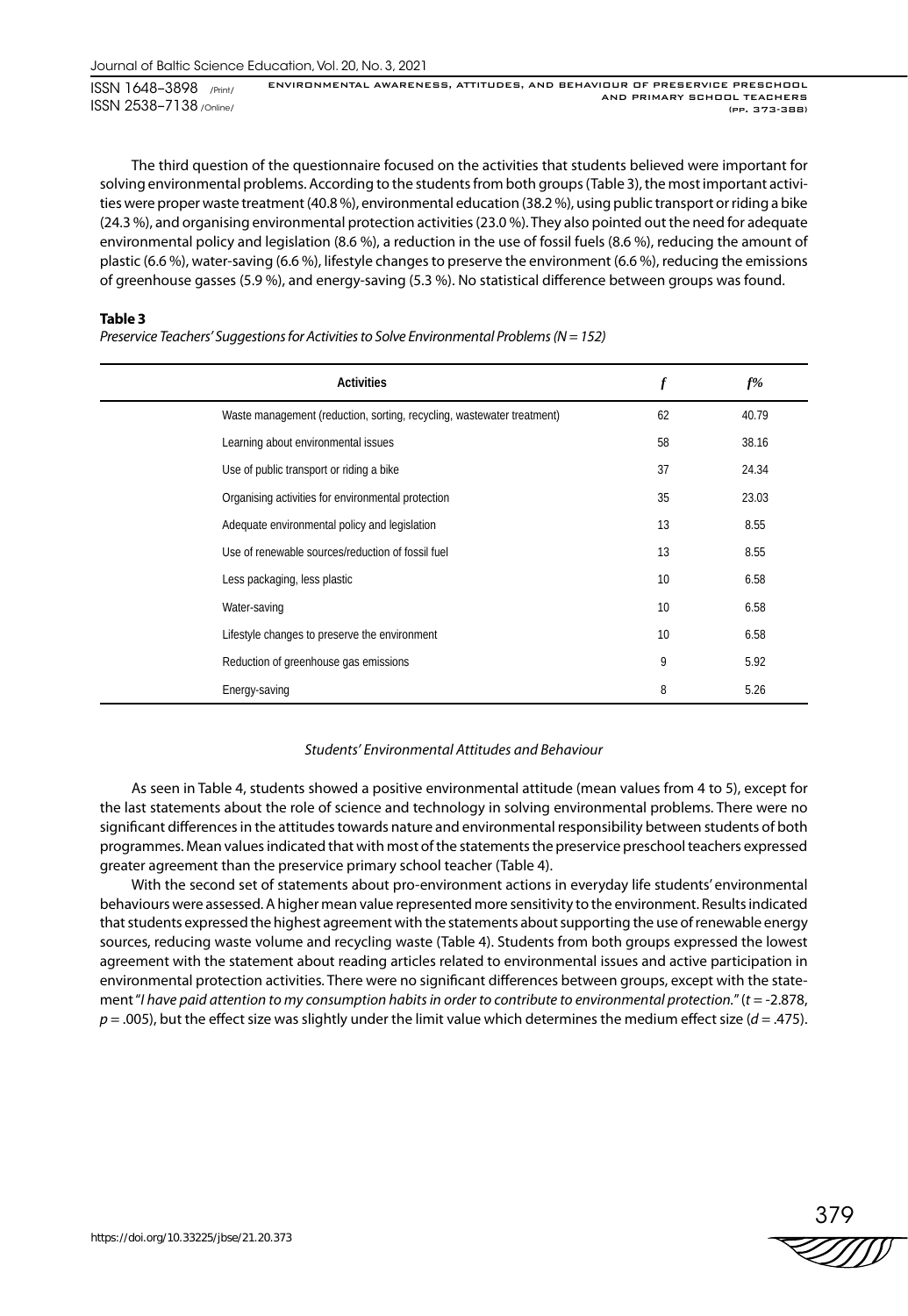The third question of the questionnaire focused on the activities that students believed were important for solving environmental problems. According to the students from both groups (Table 3), the most important activities were proper waste treatment (40.8 %), environmental education (38.2 %), using public transport or riding a bike (24.3 %), and organising environmental protection activities (23.0 %). They also pointed out the need for adequate environmental policy and legislation (8.6 %), a reduction in the use of fossil fuels (8.6 %), reducing the amount of plastic (6.6 %), water-saving (6.6 %), lifestyle changes to preserve the environment (6.6 %), reducing the emissions of greenhouse gasses (5.9 %), and energy-saving (5.3 %). No statistical difference between groups was found.

**Table 3**

*Preservice Teachers' Suggestions for Activities to Solve Environmental Problems (N = 152)*

| Activities | *f* | *f%* |
|---|---|---|
| Waste management (reduction, sorting, recycling, wastewater treatment) | 62 | 40.79 |
| Learning about environmental issues | 58 | 38.16 |
| Use of public transport or riding a bike | 37 | 24.34 |
| Organising activities for environmental protection | 35 | 23.03 |
| Adequate environmental policy and legislation | 13 | 8.55 |
| Use of renewable sources/reduction of fossil fuel | 13 | 8.55 |
| Less packaging, less plastic | 10 | 6.58 |
| Water-saving | 10 | 6.58 |
| Lifestyle changes to preserve the environment | 10 | 6.58 |
| Reduction of greenhouse gas emissions | 9 | 5.92 |
| Energy-saving | 8 | 5.26 |

*Students' Environmental Attitudes and Behaviour*

As seen in Table 4, students showed a positive environmental attitude (mean values from 4 to 5), except for the last statements about the role of science and technology in solving environmental problems. There were no significant differences in the attitudes towards nature and environmental responsibility between students of both programmes. Mean values indicated that with most of the statements the preservice preschool teachers expressed greater agreement than the preservice primary school teacher (Table 4).

With the second set of statements about pro-environment actions in everyday life students' environmental behaviours were assessed. A higher mean value represented more sensitivity to the environment. Results indicated that students expressed the highest agreement with the statements about supporting the use of renewable energy sources, reducing waste volume and recycling waste (Table 4). Students from both groups expressed the lowest agreement with the statement about reading articles related to environmental issues and active participation in environmental protection activities. There were no significant differences between groups, except with the statement "*I have paid attention to my consumption habits in order to contribute to environmental protection.*" ($t$ = -2.878, $p$ = .005), but the effect size was slightly under the limit value which determines the medium effect size ($d$ = .475).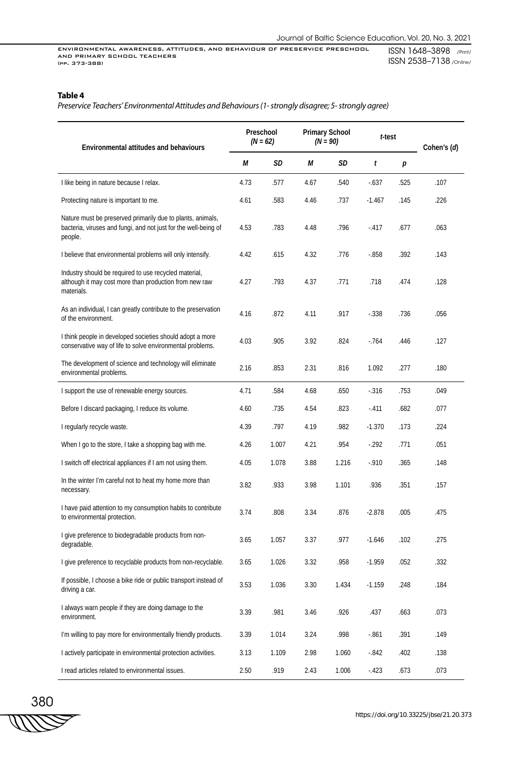**Table 4**

*Preservice Teachers' Environmental Attitudes and Behaviours (1- strongly disagree; 5- strongly agree)*

| Environmental attitudes and behaviours | Preschool *(N = 62)* | | Primary School *(N = 90)* | | *t*-test | | Cohen's (*d*) |
|---|---|---|---|---|---|---|---|
| | *M* | *SD* | *M* | *SD* | *t* | *p* | |
| I like being in nature because I relax. | 4.73 | .577 | 4.67 | .540 | -.637 | .525 | .107 |
| Protecting nature is important to me. | 4.61 | .583 | 4.46 | .737 | -1.467 | .145 | .226 |
| Nature must be preserved primarily due to plants, animals, bacteria, viruses and fungi, and not just for the well-being of people. | 4.53 | .783 | 4.48 | .796 | -.417 | .677 | .063 |
| I believe that environmental problems will only intensify. | 4.42 | .615 | 4.32 | .776 | -.858 | .392 | .143 |
| Industry should be required to use recycled material, although it may cost more than production from new raw materials. | 4.27 | .793 | 4.37 | .771 | .718 | .474 | .128 |
| As an individual, I can greatly contribute to the preservation of the environment. | 4.16 | .872 | 4.11 | .917 | -.338 | .736 | .056 |
| I think people in developed societies should adopt a more conservative way of life to solve environmental problems. | 4.03 | .905 | 3.92 | .824 | -.764 | .446 | .127 |
| The development of science and technology will eliminate environmental problems. | 2.16 | .853 | 2.31 | .816 | 1.092 | .277 | .180 |
| I support the use of renewable energy sources. | 4.71 | .584 | 4.68 | .650 | -.316 | .753 | .049 |
| Before I discard packaging, I reduce its volume. | 4.60 | .735 | 4.54 | .823 | -.411 | .682 | .077 |
| I regularly recycle waste. | 4.39 | .797 | 4.19 | .982 | -1.370 | .173 | .224 |
| When I go to the store, I take a shopping bag with me. | 4.26 | 1.007 | 4.21 | .954 | -.292 | .771 | .051 |
| I switch off electrical appliances if I am not using them. | 4.05 | 1.078 | 3.88 | 1.216 | -.910 | .365 | .148 |
| In the winter I'm careful not to heat my home more than necessary. | 3.82 | .933 | 3.98 | 1.101 | .936 | .351 | .157 |
| I have paid attention to my consumption habits to contribute to environmental protection. | 3.74 | .808 | 3.34 | .876 | -2.878 | .005 | .475 |
| I give preference to biodegradable products from non-degradable. | 3.65 | 1.057 | 3.37 | .977 | -1.646 | .102 | .275 |
| I give preference to recyclable products from non-recyclable. | 3.65 | 1.026 | 3.32 | .958 | -1.959 | .052 | .332 |
| If possible, I choose a bike ride or public transport instead of driving a car. | 3.53 | 1.036 | 3.30 | 1.434 | -1.159 | .248 | .184 |
| I always warn people if they are doing damage to the environment. | 3.39 | .981 | 3.46 | .926 | .437 | .663 | .073 |
| I'm willing to pay more for environmentally friendly products. | 3.39 | 1.014 | 3.24 | .998 | -.861 | .391 | .149 |
| I actively participate in environmental protection activities. | 3.13 | 1.109 | 2.98 | 1.060 | -.842 | .402 | .138 |
| I read articles related to environmental issues. | 2.50 | .919 | 2.43 | 1.006 | -.423 | .673 | .073 |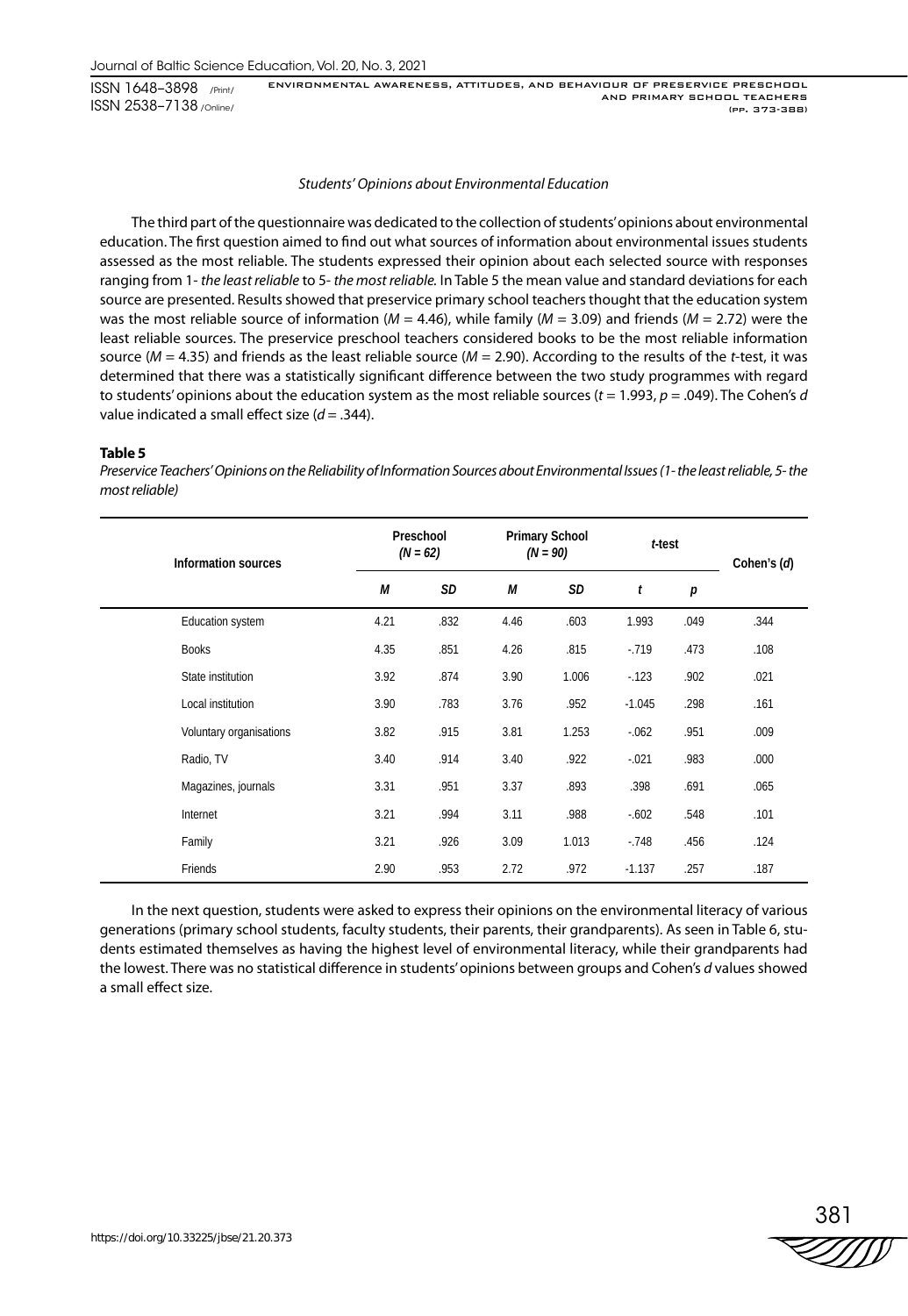*Students' Opinions about Environmental Education*

The third part of the questionnaire was dedicated to the collection of students' opinions about environmental education. The first question aimed to find out what sources of information about environmental issues students assessed as the most reliable. The students expressed their opinion about each selected source with responses ranging from 1- *the least reliable* to 5- *the most reliable.* In Table 5 the mean value and standard deviations for each source are presented. Results showed that preservice primary school teachers thought that the education system was the most reliable source of information ($M$ = 4.46), while family ($M$ = 3.09) and friends ($M$ = 2.72) were the least reliable sources. The preservice preschool teachers considered books to be the most reliable information source ($M$ = 4.35) and friends as the least reliable source ($M$ = 2.90). According to the results of the $t$-test, it was determined that there was a statistically significant difference between the two study programmes with regard to students' opinions about the education system as the most reliable sources ($t$ = 1.993, $p$ = .049). The Cohen's $d$ value indicated a small effect size ($d$ = .344).

**Table 5**

*Preservice Teachers' Opinions on the Reliability of Information Sources about Environmental Issues (1- the least reliable, 5- the most reliable)*

| Information sources | Preschool ($N$ = 62) | | Primary School ($N$ = 90) | | $t$-test | | Cohen's ($d$) |
|---|---|---|---|---|---|---|---|
| | $M$ | $SD$ | $M$ | $SD$ | $t$ | $p$ | |
| Education system | 4.21 | .832 | 4.46 | .603 | 1.993 | .049 | .344 |
| Books | 4.35 | .851 | 4.26 | .815 | -.719 | .473 | .108 |
| State institution | 3.92 | .874 | 3.90 | 1.006 | -.123 | .902 | .021 |
| Local institution | 3.90 | .783 | 3.76 | .952 | -1.045 | .298 | .161 |
| Voluntary organisations | 3.82 | .915 | 3.81 | 1.253 | -.062 | .951 | .009 |
| Radio, TV | 3.40 | .914 | 3.40 | .922 | -.021 | .983 | .000 |
| Magazines, journals | 3.31 | .951 | 3.37 | .893 | .398 | .691 | .065 |
| Internet | 3.21 | .994 | 3.11 | .988 | -.602 | .548 | .101 |
| Family | 3.21 | .926 | 3.09 | 1.013 | -.748 | .456 | .124 |
| Friends | 2.90 | .953 | 2.72 | .972 | -1.137 | .257 | .187 |

In the next question, students were asked to express their opinions on the environmental literacy of various generations (primary school students, faculty students, their parents, their grandparents). As seen in Table 6, students estimated themselves as having the highest level of environmental literacy, while their grandparents had the lowest. There was no statistical difference in students' opinions between groups and Cohen's $d$ values showed a small effect size.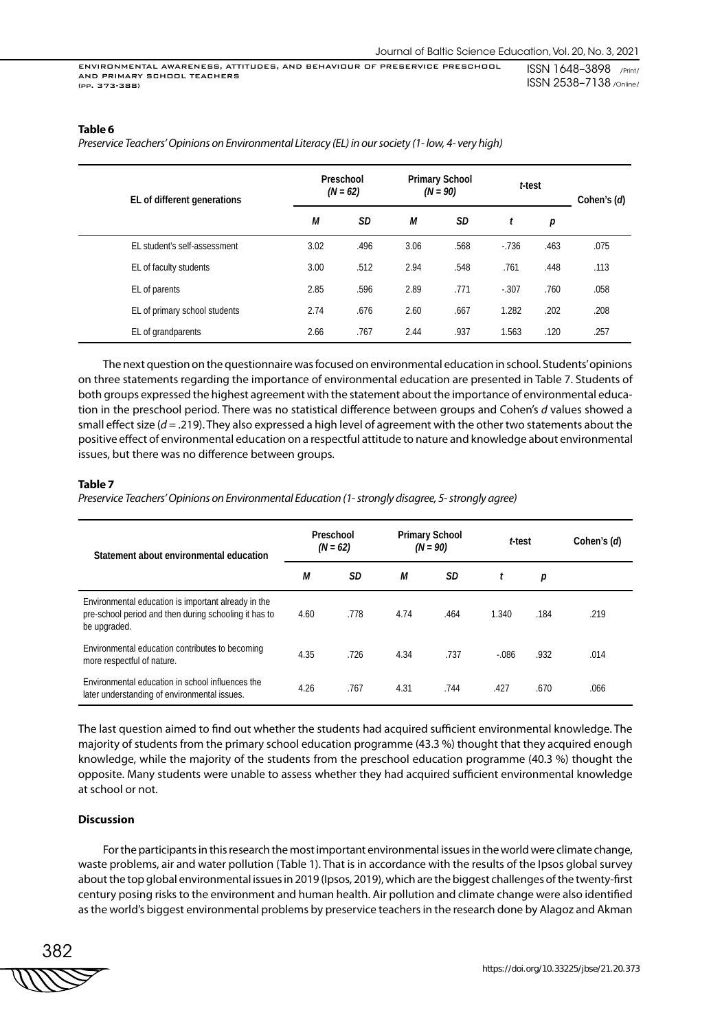**Table 6**

*Preservice Teachers' Opinions on Environmental Literacy (EL) in our society (1- low, 4- very high)*

| EL of different generations | Preschool *(N = 62)* | | Primary School *(N = 90)* | | *t*-test | | Cohen's (*d*) |
|---|---|---|---|---|---|---|---|
| | *M* | *SD* | *M* | *SD* | *t* | *p* | |
| EL student's self-assessment | 3.02 | .496 | 3.06 | .568 | -.736 | .463 | .075 |
| EL of faculty students | 3.00 | .512 | 2.94 | .548 | .761 | .448 | .113 |
| EL of parents | 2.85 | .596 | 2.89 | .771 | -.307 | .760 | .058 |
| EL of primary school students | 2.74 | .676 | 2.60 | .667 | 1.282 | .202 | .208 |
| EL of grandparents | 2.66 | .767 | 2.44 | .937 | 1.563 | .120 | .257 |

The next question on the questionnaire was focused on environmental education in school. Students' opinions on three statements regarding the importance of environmental education are presented in Table 7. Students of both groups expressed the highest agreement with the statement about the importance of environmental education in the preschool period. There was no statistical difference between groups and Cohen's *d* values showed a small effect size ($d = .219$). They also expressed a high level of agreement with the other two statements about the positive effect of environmental education on a respectful attitude to nature and knowledge about environmental issues, but there was no difference between groups.

**Table 7**

*Preservice Teachers' Opinions on Environmental Education (1- strongly disagree, 5- strongly agree)*

| Statement about environmental education | Preschool *(N = 62)* | | Primary School *(N = 90)* | | *t*-test | | Cohen's (*d*) |
|---|---|---|---|---|---|---|---|
| | *M* | *SD* | *M* | *SD* | *t* | *p* | |
| Environmental education is important already in the pre-school period and then during schooling it has to be upgraded. | 4.60 | .778 | 4.74 | .464 | 1.340 | .184 | .219 |
| Environmental education contributes to becoming more respectful of nature. | 4.35 | .726 | 4.34 | .737 | -.086 | .932 | .014 |
| Environmental education in school influences the later understanding of environmental issues. | 4.26 | .767 | 4.31 | .744 | .427 | .670 | .066 |

The last question aimed to find out whether the students had acquired sufficient environmental knowledge. The majority of students from the primary school education programme (43.3 %) thought that they acquired enough knowledge, while the majority of the students from the preschool education programme (40.3 %) thought the opposite. Many students were unable to assess whether they had acquired sufficient environmental knowledge at school or not.

## Discussion

For the participants in this research the most important environmental issues in the world were climate change, waste problems, air and water pollution (Table 1). That is in accordance with the results of the Ipsos global survey about the top global environmental issues in 2019 (Ipsos, 2019), which are the biggest challenges of the twenty-first century posing risks to the environment and human health. Air pollution and climate change were also identified as the world's biggest environmental problems by preservice teachers in the research done by Alagoz and Akman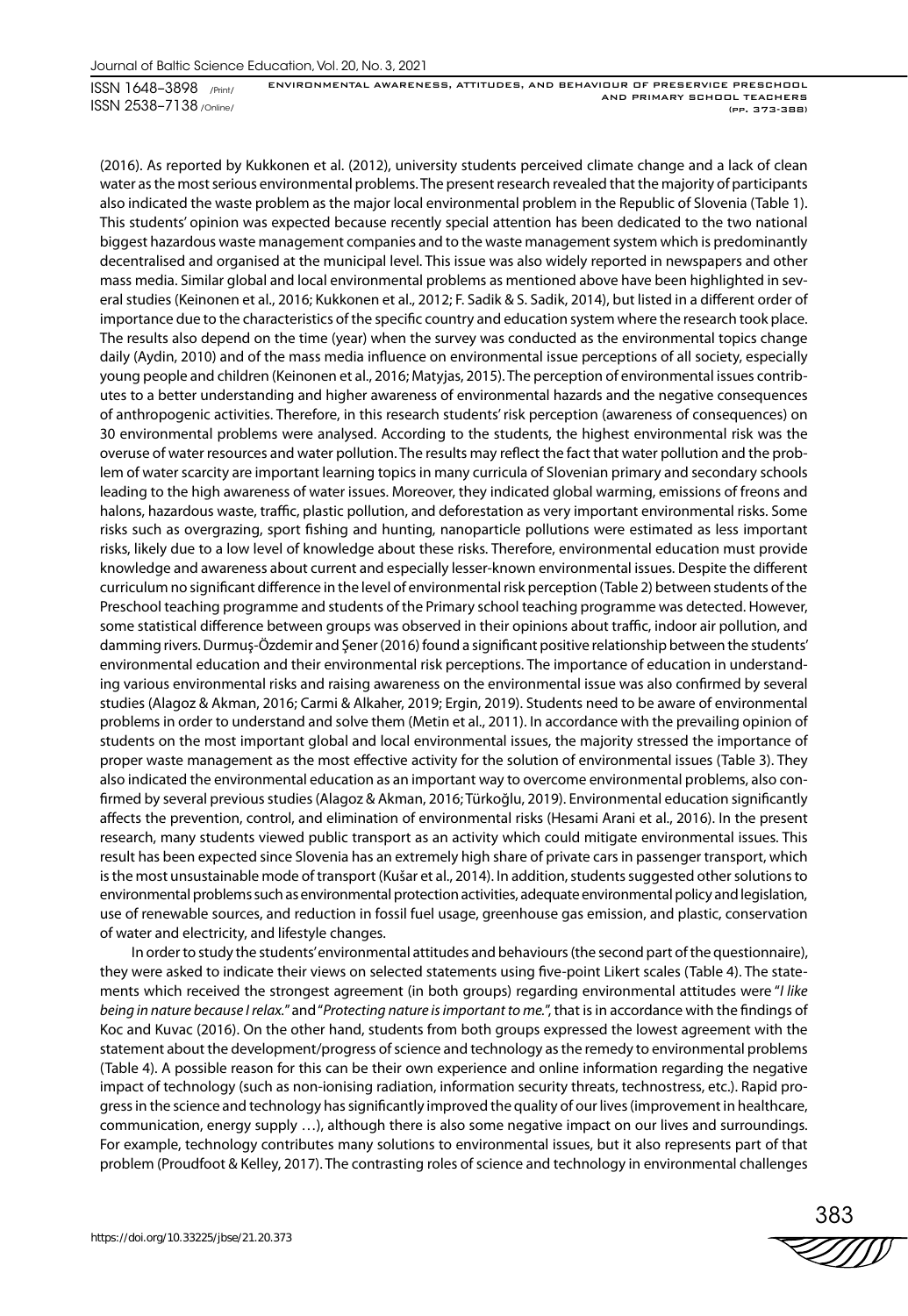(2016). As reported by Kukkonen et al. (2012), university students perceived climate change and a lack of clean water as the most serious environmental problems. The present research revealed that the majority of participants also indicated the waste problem as the major local environmental problem in the Republic of Slovenia (Table 1). This students' opinion was expected because recently special attention has been dedicated to the two national biggest hazardous waste management companies and to the waste management system which is predominantly decentralised and organised at the municipal level. This issue was also widely reported in newspapers and other mass media. Similar global and local environmental problems as mentioned above have been highlighted in several studies (Keinonen et al., 2016; Kukkonen et al., 2012; F. Sadik & S. Sadik, 2014), but listed in a different order of importance due to the characteristics of the specific country and education system where the research took place. The results also depend on the time (year) when the survey was conducted as the environmental topics change daily (Aydin, 2010) and of the mass media influence on environmental issue perceptions of all society, especially young people and children (Keinonen et al., 2016; Matyjas, 2015). The perception of environmental issues contributes to a better understanding and higher awareness of environmental hazards and the negative consequences of anthropogenic activities. Therefore, in this research students' risk perception (awareness of consequences) on 30 environmental problems were analysed. According to the students, the highest environmental risk was the overuse of water resources and water pollution. The results may reflect the fact that water pollution and the problem of water scarcity are important learning topics in many curricula of Slovenian primary and secondary schools leading to the high awareness of water issues. Moreover, they indicated global warming, emissions of freons and halons, hazardous waste, traffic, plastic pollution, and deforestation as very important environmental risks. Some risks such as overgrazing, sport fishing and hunting, nanoparticle pollutions were estimated as less important risks, likely due to a low level of knowledge about these risks. Therefore, environmental education must provide knowledge and awareness about current and especially lesser-known environmental issues. Despite the different curriculum no significant difference in the level of environmental risk perception (Table 2) between students of the Preschool teaching programme and students of the Primary school teaching programme was detected. However, some statistical difference between groups was observed in their opinions about traffic, indoor air pollution, and damming rivers. Durmuş-Özdemir and Şener (2016) found a significant positive relationship between the students' environmental education and their environmental risk perceptions. The importance of education in understanding various environmental risks and raising awareness on the environmental issue was also confirmed by several studies (Alagoz & Akman, 2016; Carmi & Alkaher, 2019; Ergin, 2019). Students need to be aware of environmental problems in order to understand and solve them (Metin et al., 2011). In accordance with the prevailing opinion of students on the most important global and local environmental issues, the majority stressed the importance of proper waste management as the most effective activity for the solution of environmental issues (Table 3). They also indicated the environmental education as an important way to overcome environmental problems, also confirmed by several previous studies (Alagoz & Akman, 2016; Türkoğlu, 2019). Environmental education significantly affects the prevention, control, and elimination of environmental risks (Hesami Arani et al., 2016). In the present research, many students viewed public transport as an activity which could mitigate environmental issues. This result has been expected since Slovenia has an extremely high share of private cars in passenger transport, which is the most unsustainable mode of transport (Kušar et al., 2014). In addition, students suggested other solutions to environmental problems such as environmental protection activities, adequate environmental policy and legislation, use of renewable sources, and reduction in fossil fuel usage, greenhouse gas emission, and plastic, conservation of water and electricity, and lifestyle changes.

In order to study the students' environmental attitudes and behaviours (the second part of the questionnaire), they were asked to indicate their views on selected statements using five-point Likert scales (Table 4). The statements which received the strongest agreement (in both groups) regarding environmental attitudes were "*I like being in nature because I relax.*" and "*Protecting nature is important to me.*", that is in accordance with the findings of Koc and Kuvac (2016). On the other hand, students from both groups expressed the lowest agreement with the statement about the development/progress of science and technology as the remedy to environmental problems (Table 4). A possible reason for this can be their own experience and online information regarding the negative impact of technology (such as non-ionising radiation, information security threats, technostress, etc.). Rapid progress in the science and technology has significantly improved the quality of our lives (improvement in healthcare, communication, energy supply …), although there is also some negative impact on our lives and surroundings. For example, technology contributes many solutions to environmental issues, but it also represents part of that problem (Proudfoot & Kelley, 2017). The contrasting roles of science and technology in environmental challenges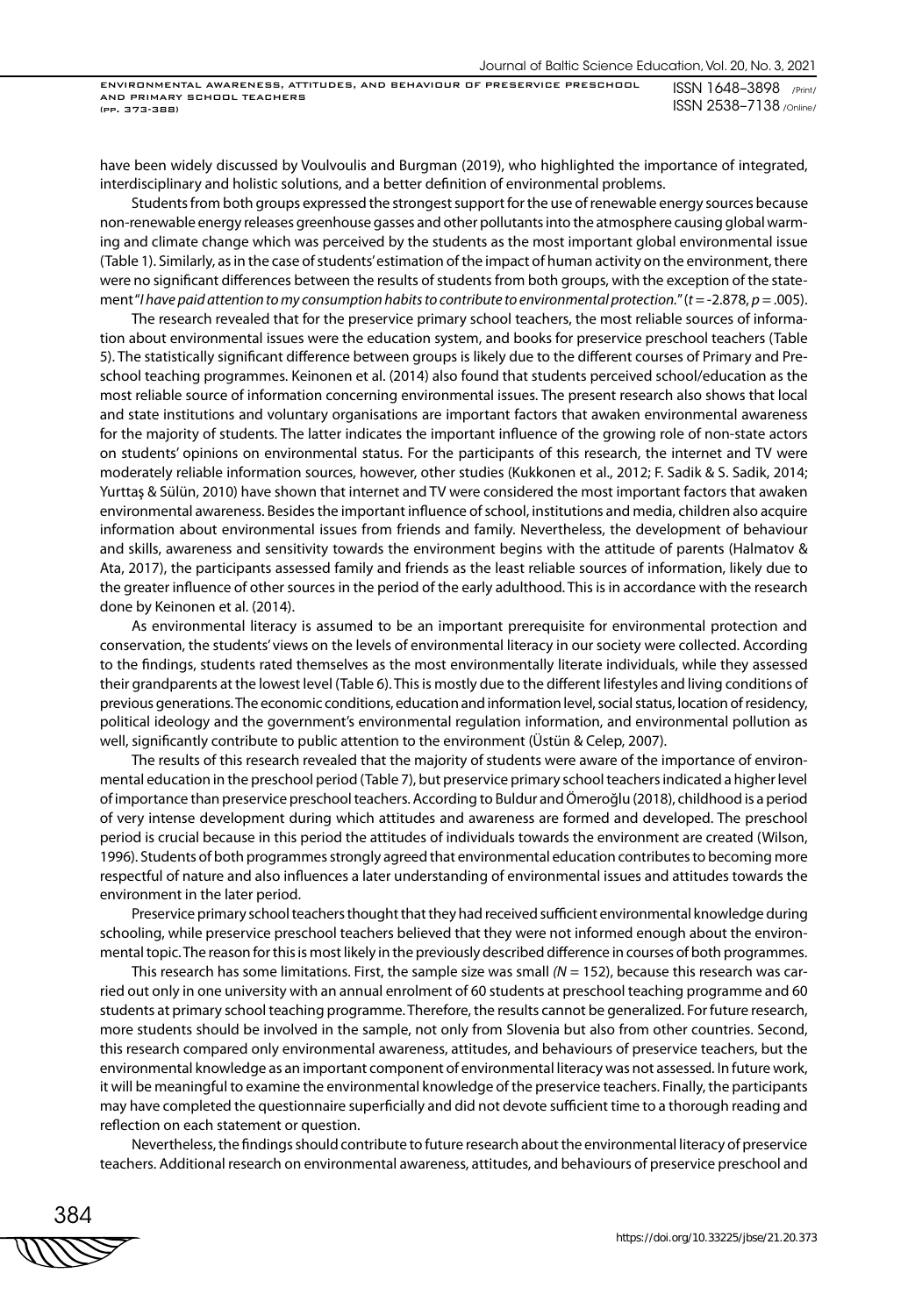have been widely discussed by Voulvoulis and Burgman (2019), who highlighted the importance of integrated, interdisciplinary and holistic solutions, and a better definition of environmental problems.

Students from both groups expressed the strongest support for the use of renewable energy sources because non-renewable energy releases greenhouse gasses and other pollutants into the atmosphere causing global warming and climate change which was perceived by the students as the most important global environmental issue (Table 1). Similarly, as in the case of students' estimation of the impact of human activity on the environment, there were no significant differences between the results of students from both groups, with the exception of the statement "*I have paid attention to my consumption habits to contribute to environmental protection.*" ($t$ = -2.878, $p$ = .005).

The research revealed that for the preservice primary school teachers, the most reliable sources of information about environmental issues were the education system, and books for preservice preschool teachers (Table 5). The statistically significant difference between groups is likely due to the different courses of Primary and Preschool teaching programmes. Keinonen et al. (2014) also found that students perceived school/education as the most reliable source of information concerning environmental issues. The present research also shows that local and state institutions and voluntary organisations are important factors that awaken environmental awareness for the majority of students. The latter indicates the important influence of the growing role of non-state actors on students' opinions on environmental status. For the participants of this research, the internet and TV were moderately reliable information sources, however, other studies (Kukkonen et al., 2012; F. Sadik & S. Sadik, 2014; Yurttaş & Sülün, 2010) have shown that internet and TV were considered the most important factors that awaken environmental awareness. Besides the important influence of school, institutions and media, children also acquire information about environmental issues from friends and family. Nevertheless, the development of behaviour and skills, awareness and sensitivity towards the environment begins with the attitude of parents (Halmatov & Ata, 2017), the participants assessed family and friends as the least reliable sources of information, likely due to the greater influence of other sources in the period of the early adulthood. This is in accordance with the research done by Keinonen et al. (2014).

As environmental literacy is assumed to be an important prerequisite for environmental protection and conservation, the students' views on the levels of environmental literacy in our society were collected. According to the findings, students rated themselves as the most environmentally literate individuals, while they assessed their grandparents at the lowest level (Table 6). This is mostly due to the different lifestyles and living conditions of previous generations. The economic conditions, education and information level, social status, location of residency, political ideology and the government's environmental regulation information, and environmental pollution as well, significantly contribute to public attention to the environment (Üstün & Celep, 2007).

The results of this research revealed that the majority of students were aware of the importance of environmental education in the preschool period (Table 7), but preservice primary school teachers indicated a higher level of importance than preservice preschool teachers. According to Buldur and Ömeroğlu (2018), childhood is a period of very intense development during which attitudes and awareness are formed and developed. The preschool period is crucial because in this period the attitudes of individuals towards the environment are created (Wilson, 1996). Students of both programmes strongly agreed that environmental education contributes to becoming more respectful of nature and also influences a later understanding of environmental issues and attitudes towards the environment in the later period.

Preservice primary school teachers thought that they had received sufficient environmental knowledge during schooling, while preservice preschool teachers believed that they were not informed enough about the environmental topic. The reason for this is most likely in the previously described difference in courses of both programmes.

This research has some limitations. First, the sample size was small *(N* = 152), because this research was carried out only in one university with an annual enrolment of 60 students at preschool teaching programme and 60 students at primary school teaching programme. Therefore, the results cannot be generalized. For future research, more students should be involved in the sample, not only from Slovenia but also from other countries. Second, this research compared only environmental awareness, attitudes, and behaviours of preservice teachers, but the environmental knowledge as an important component of environmental literacy was not assessed. In future work, it will be meaningful to examine the environmental knowledge of the preservice teachers. Finally, the participants may have completed the questionnaire superficially and did not devote sufficient time to a thorough reading and reflection on each statement or question.

Nevertheless, the findings should contribute to future research about the environmental literacy of preservice teachers. Additional research on environmental awareness, attitudes, and behaviours of preservice preschool and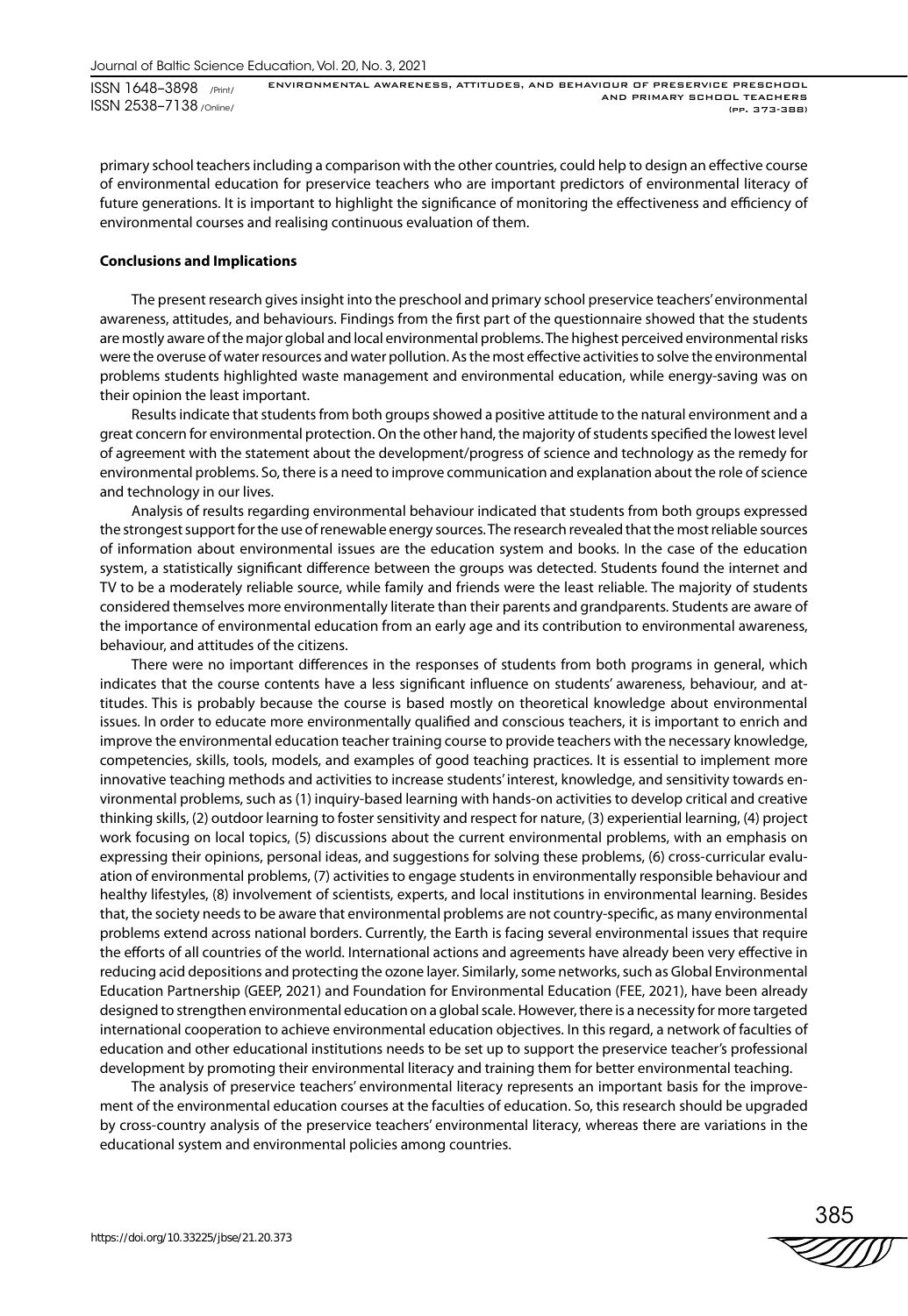primary school teachers including a comparison with the other countries, could help to design an effective course of environmental education for preservice teachers who are important predictors of environmental literacy of future generations. It is important to highlight the significance of monitoring the effectiveness and efficiency of environmental courses and realising continuous evaluation of them.

**Conclusions and Implications**

The present research gives insight into the preschool and primary school preservice teachers' environmental awareness, attitudes, and behaviours. Findings from the first part of the questionnaire showed that the students are mostly aware of the major global and local environmental problems. The highest perceived environmental risks were the overuse of water resources and water pollution. As the most effective activities to solve the environmental problems students highlighted waste management and environmental education, while energy-saving was on their opinion the least important.

Results indicate that students from both groups showed a positive attitude to the natural environment and a great concern for environmental protection. On the other hand, the majority of students specified the lowest level of agreement with the statement about the development/progress of science and technology as the remedy for environmental problems. So, there is a need to improve communication and explanation about the role of science and technology in our lives.

Analysis of results regarding environmental behaviour indicated that students from both groups expressed the strongest support for the use of renewable energy sources. The research revealed that the most reliable sources of information about environmental issues are the education system and books. In the case of the education system, a statistically significant difference between the groups was detected. Students found the internet and TV to be a moderately reliable source, while family and friends were the least reliable. The majority of students considered themselves more environmentally literate than their parents and grandparents. Students are aware of the importance of environmental education from an early age and its contribution to environmental awareness, behaviour, and attitudes of the citizens.

There were no important differences in the responses of students from both programs in general, which indicates that the course contents have a less significant influence on students' awareness, behaviour, and attitudes. This is probably because the course is based mostly on theoretical knowledge about environmental issues. In order to educate more environmentally qualified and conscious teachers, it is important to enrich and improve the environmental education teacher training course to provide teachers with the necessary knowledge, competencies, skills, tools, models, and examples of good teaching practices. It is essential to implement more innovative teaching methods and activities to increase students' interest, knowledge, and sensitivity towards environmental problems, such as (1) inquiry-based learning with hands-on activities to develop critical and creative thinking skills, (2) outdoor learning to foster sensitivity and respect for nature, (3) experiential learning, (4) project work focusing on local topics, (5) discussions about the current environmental problems, with an emphasis on expressing their opinions, personal ideas, and suggestions for solving these problems, (6) cross-curricular evaluation of environmental problems, (7) activities to engage students in environmentally responsible behaviour and healthy lifestyles, (8) involvement of scientists, experts, and local institutions in environmental learning. Besides that, the society needs to be aware that environmental problems are not country-specific, as many environmental problems extend across national borders. Currently, the Earth is facing several environmental issues that require the efforts of all countries of the world. International actions and agreements have already been very effective in reducing acid depositions and protecting the ozone layer. Similarly, some networks, such as Global Environmental Education Partnership (GEEP, 2021) and Foundation for Environmental Education (FEE, 2021), have been already designed to strengthen environmental education on a global scale. However, there is a necessity for more targeted international cooperation to achieve environmental education objectives. In this regard, a network of faculties of education and other educational institutions needs to be set up to support the preservice teacher's professional development by promoting their environmental literacy and training them for better environmental teaching.

The analysis of preservice teachers' environmental literacy represents an important basis for the improvement of the environmental education courses at the faculties of education. So, this research should be upgraded by cross-country analysis of the preservice teachers' environmental literacy, whereas there are variations in the educational system and environmental policies among countries.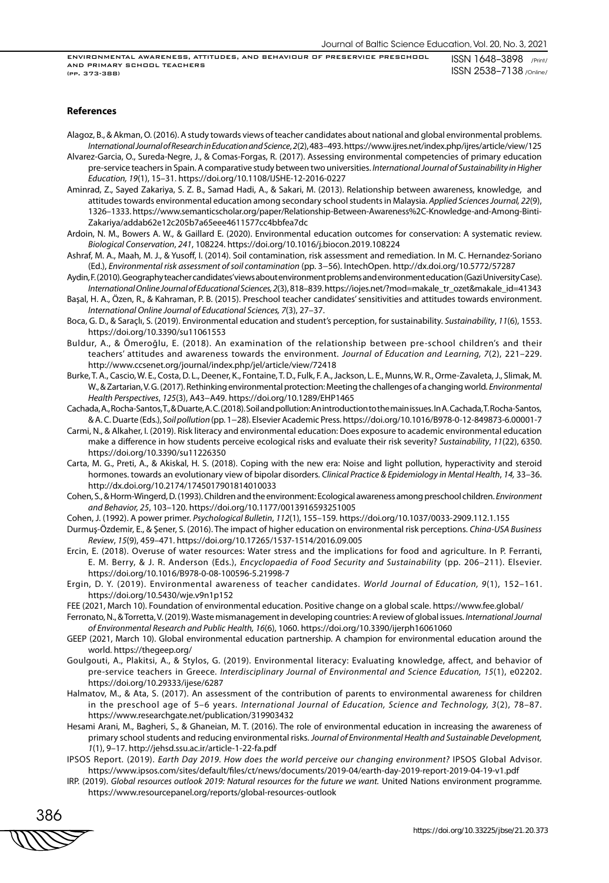## References

Alagoz, B., & Akman, O. (2016). A study towards views of teacher candidates about national and global environmental problems. *International Journal of Research in Education and Science*, *2*(2), 483–493. https://www.ijres.net/index.php/ijres/article/view/125

Alvarez-Garcia, O., Sureda-Negre, J., & Comas-Forgas, R. (2017). Assessing environmental competencies of primary education pre-service teachers in Spain. A comparative study between two universities. *International Journal of Sustainability in Higher Education, 19*(1), 15–31. https://doi.org/10.1108/IJSHE-12-2016-0227

Aminrad, Z., Sayed Zakariya, S. Z. B., Samad Hadi, A., & Sakari, M. (2013). Relationship between awareness, knowledge, and attitudes towards environmental education among secondary school students in Malaysia. *Applied Sciences Journal, 22*(9), 1326–1333. https://www.semanticscholar.org/paper/Relationship-Between-Awareness%2C-Knowledge-and-Among-Binti-Zakariya/addab62e12c205b7a65eee4611577cc4bbfea7dc

Ardoin, N. M., Bowers A. W., & Gaillard E. (2020). Environmental education outcomes for conservation: A systematic review. *Biological Conservation*, *241*, 108224. https://doi.org/10.1016/j.biocon.2019.108224

Ashraf, M. A., Maah, M. J., & Yusoff, I. (2014). Soil contamination, risk assessment and remediation. In M. C. Hernandez-Soriano (Ed.), *Environmental risk assessment of soil contamination* (pp. 3−56). IntechOpen. http://dx.doi.org/10.5772/57287

Aydin, F. (2010). Geography teacher candidates' views about environment problems and environment education (Gazi University Case). *International Online Journal of Educational Sciences, 2*(3), 818–839. https://iojes.net/?mod=makale_tr_ozet&makale_id=41343

Başal, H. A., Özen, R., & Kahraman, P. B. (2015). Preschool teacher candidates' sensitivities and attitudes towards environment. *International Online Journal of Educational Sciences, 7*(3), 27–37.

Boca, G. D., & Saraçlı, S. (2019). Environmental education and student's perception, for sustainability. *Sustainability*, *11*(6), 1553. https://doi.org/10.3390/su11061553

Buldur, A., & Ömeroğlu, E. (2018). An examination of the relationship between pre-school children's and their teachers' attitudes and awareness towards the environment. *Journal of Education and Learning, 7*(2), 221–229. http://www.ccsenet.org/journal/index.php/jel/article/view/72418

Burke, T. A., Cascio, W. E., Costa, D. L., Deener, K., Fontaine, T. D., Fulk, F. A., Jackson, L. E., Munns, W. R., Orme-Zavaleta, J., Slimak, M. W., & Zartarian, V. G. (2017). Rethinking environmental protection: Meeting the challenges of a changing world. *Environmental Health Perspectives*, *125*(3), A43−A49. https://doi.org/10.1289/EHP1465

Cachada, A., Rocha-Santos, T., & Duarte, A. C. (2018). Soil and pollution: An introduction to the main issues. In A. Cachada, T. Rocha-Santos, & A. C. Duarte (Eds.), *Soil pollution* (pp. 1−28). Elsevier Academic Press. https://doi.org/10.1016/B978-0-12-849873-6.00001-7

Carmi, N., & Alkaher, I. (2019). Risk literacy and environmental education: Does exposure to academic environmental education make a difference in how students perceive ecological risks and evaluate their risk severity? *Sustainability*, *11*(22), 6350. https://doi.org/10.3390/su11226350

Carta, M. G., Preti, A., & Akiskal, H. S. (2018). Coping with the new era: Noise and light pollution, hyperactivity and steroid hormones. towards an evolutionary view of bipolar disorders. *Clinical Practice & Epidemiology in Mental Health*, *14,* 33–36. http://dx.doi.org/10.2174/1745017901814010033

Cohen, S., & Horm-Wingerd, D. (1993). Children and the environment: Ecological awareness among preschool children. *Environment and Behavior, 25*, 103–120. https://doi.org/10.1177/0013916593251005

Cohen, J. (1992). A power primer. *Psychological Bulletin*, *112*(1), 155–159. https://doi.org/10.1037/0033-2909.112.1.155

Durmuş-Özdemir, E., & Şener, S. (2016). The impact of higher education on environmental risk perceptions. *China-USA Business Review*, *15*(9), 459–471. https://doi.org/10.17265/1537-1514/2016.09.005

Ercin, E. (2018). Overuse of water resources: Water stress and the implications for food and agriculture. In P. Ferranti, E. M. Berry, & J. R. Anderson (Eds.), *Encyclopaedia of Food Security and Sustainability* (pp. 206–211). Elsevier. https://doi.org/10.1016/B978-0-08-100596-5.21998-7

Ergin, D. Y. (2019). Environmental awareness of teacher candidates. *World Journal of Education, 9*(1), 152–161. https://doi.org/10.5430/wje.v9n1p152

FEE (2021, March 10). Foundation of environmental education. Positive change on a global scale. https://www.fee.global/

Ferronato, N., & Torretta, V. (2019). Waste mismanagement in developing countries: A review of global issues. *International Journal of Environmental Research and Public Health, 16*(6), 1060. https://doi.org/10.3390/ijerph16061060

GEEP (2021, March 10). Global environmental education partnership. A champion for environmental education around the world. https://thegeep.org/

Goulgouti, A., Plakitsi, A., & Stylos, G. (2019). Environmental literacy: Evaluating knowledge, affect, and behavior of pre-service teachers in Greece. *Interdisciplinary Journal of Environmental and Science Education, 15*(1), e02202. https://doi.org/10.29333/ijese/6287

Halmatov, M., & Ata, S. (2017). An assessment of the contribution of parents to environmental awareness for children in the preschool age of 5–6 years. *International Journal of Education, Science and Technology, 3*(2), 78–87. https://www.researchgate.net/publication/319903432

Hesami Arani, M., Bagheri, S., & Ghaneian, M. T. (2016). The role of environmental education in increasing the awareness of primary school students and reducing environmental risks. *Journal of Environmental Health and Sustainable Development, 1*(1), 9–17. http://jehsd.ssu.ac.ir/article-1-22-fa.pdf

IPSOS Report. (2019). *Earth Day 2019. How does the world perceive our changing environment?* IPSOS Global Advisor. https://www.ipsos.com/sites/default/files/ct/news/documents/2019-04/earth-day-2019-report-2019-04-19-v1.pdf

IRP. (2019). *Global resources outlook 2019: Natural resources for the future we want.* United Nations environment programme. https://www.resourcepanel.org/reports/global-resources-outlook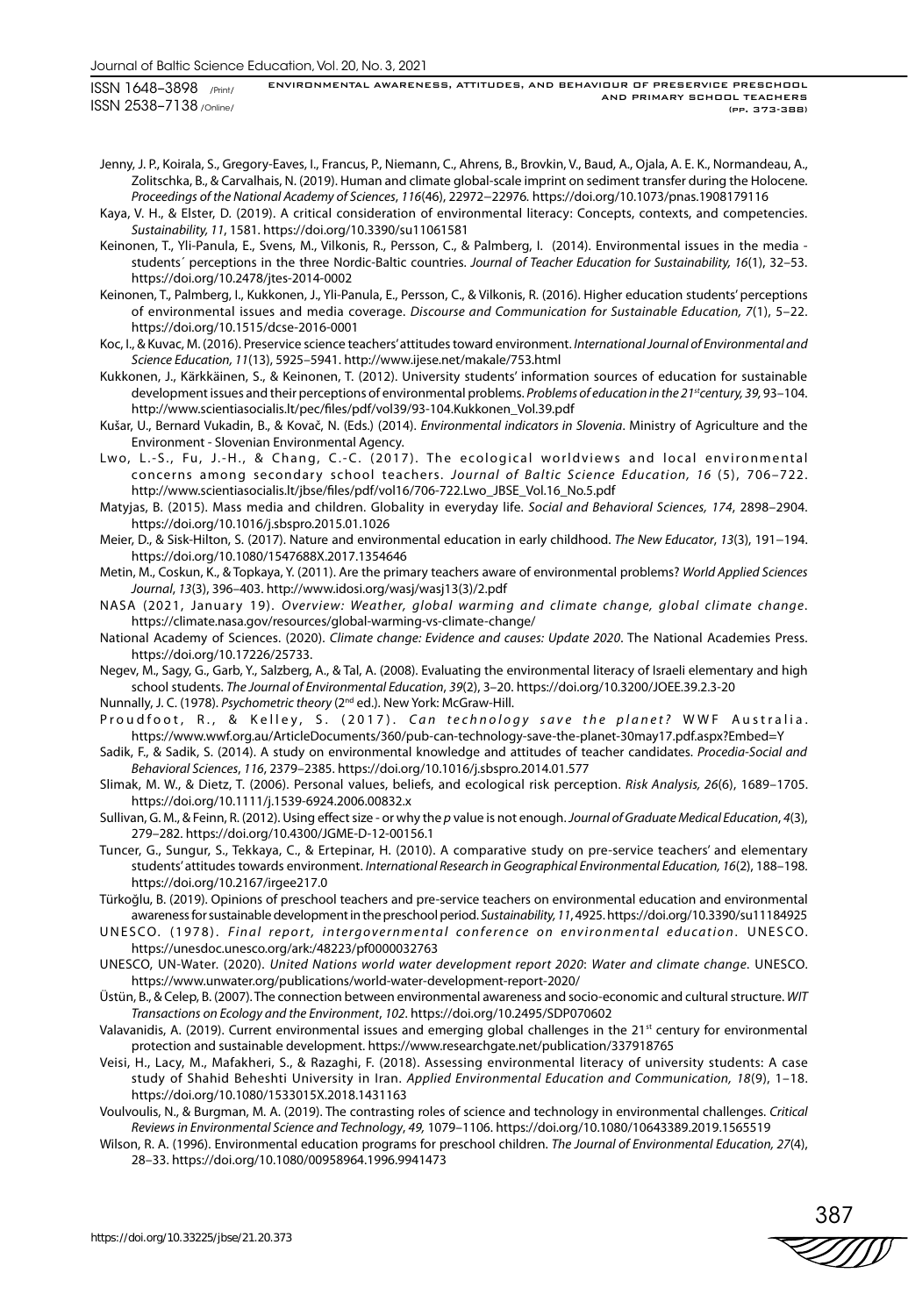Jenny, J. P., Koirala, S., Gregory-Eaves, I., Francus, P., Niemann, C., Ahrens, B., Brovkin, V., Baud, A., Ojala, A. E. K., Normandeau, A., Zolitschka, B., & Carvalhais, N. (2019). Human and climate global-scale imprint on sediment transfer during the Holocene. *Proceedings of the National Academy of Sciences*, *116*(46), 22972–22976. https://doi.org/10.1073/pnas.1908179116

Kaya, V. H., & Elster, D. (2019). A critical consideration of environmental literacy: Concepts, contexts, and competencies. *Sustainability, 11*, 1581. https://doi.org/10.3390/su11061581

Keinonen, T., Yli-Panula, E., Svens, M., Vilkonis, R., Persson, C., & Palmberg, I. (2014). Environmental issues in the media - students´ perceptions in the three Nordic-Baltic countries. *Journal of Teacher Education for Sustainability, 16*(1), 32–53. https://doi.org/10.2478/jtes-2014-0002

Keinonen, T., Palmberg, I., Kukkonen, J., Yli-Panula, E., Persson, C., & Vilkonis, R. (2016). Higher education students' perceptions of environmental issues and media coverage. *Discourse and Communication for Sustainable Education, 7*(1), 5–22. https://doi.org/10.1515/dcse-2016-0001

Koc, I., & Kuvac, M. (2016). Preservice science teachers' attitudes toward environment. *International Journal of Environmental and Science Education, 11*(13), 5925–5941. http://www.ijese.net/makale/753.html

Kukkonen, J., Kärkkäinen, S., & Keinonen, T. (2012). University students' information sources of education for sustainable development issues and their perceptions of environmental problems. *Problems of education in the 21st century, 39,* 93–104. http://www.scientiasocialis.lt/pec/files/pdf/vol39/93-104.Kukkonen_Vol.39.pdf

Kušar, U., Bernard Vukadin, B., & Kovač, N. (Eds.) (2014). *Environmental indicators in Slovenia*. Ministry of Agriculture and the Environment - Slovenian Environmental Agency.

Lwo, L.-S., Fu, J.-H., & Chang, C.-C. (2017). The ecological worldviews and local environmental concerns among secondary school teachers. *Journal of Baltic Science Education, 16* (5), 706–722. http://www.scientiasocialis.lt/jbse/files/pdf/vol16/706-722.Lwo_JBSE_Vol.16_No.5.pdf

Matyjas, B. (2015). Mass media and children. Globality in everyday life. *Social and Behavioral Sciences, 174*, 2898–2904. https://doi.org/10.1016/j.sbspro.2015.01.1026

Meier, D., & Sisk-Hilton, S. (2017). Nature and environmental education in early childhood. *The New Educator*, *13*(3), 191–194. https://doi.org/10.1080/1547688X.2017.1354646

Metin, M., Coskun, K., & Topkaya, Y. (2011). Are the primary teachers aware of environmental problems? *World Applied Sciences Journal*, *13*(3), 396–403. http://www.idosi.org/wasj/wasj13(3)/2.pdf

NASA (2021, January 19). *Overview: Weather, global warming and climate change, global climate change.* https://climate.nasa.gov/resources/global-warming-vs-climate-change/

National Academy of Sciences. (2020). *Climate change: Evidence and causes: Update 2020*. The National Academies Press. https://doi.org/10.17226/25733.

Negev, M., Sagy, G., Garb, Y., Salzberg, A., & Tal, A. (2008). Evaluating the environmental literacy of Israeli elementary and high school students. *The Journal of Environmental Education*, *39*(2), 3–20. https://doi.org/10.3200/JOEE.39.2.3-20

Nunnally, J. C. (1978). *Psychometric theory* (2nd ed.). New York: McGraw-Hill.

Proudfoot, R., & Kelley, S. (2017). *Can technology save the planet?* WWF Australia. https://www.wwf.org.au/ArticleDocuments/360/pub-can-technology-save-the-planet-30may17.pdf.aspx?Embed=Y

Sadik, F., & Sadik, S. (2014). A study on environmental knowledge and attitudes of teacher candidates. *Procedia-Social and Behavioral Sciences*, *116*, 2379–2385. https://doi.org/10.1016/j.sbspro.2014.01.577

Slimak, M. W., & Dietz, T. (2006). Personal values, beliefs, and ecological risk perception. *Risk Analysis, 26*(6), 1689–1705. https://doi.org/10.1111/j.1539-6924.2006.00832.x

Sullivan, G. M., & Feinn, R. (2012). Using effect size - or why the *p* value is not enough. *Journal of Graduate Medical Education*, *4*(3), 279–282. https://doi.org/10.4300/JGME-D-12-00156.1

Tuncer, G., Sungur, S., Tekkaya, C., & Ertepinar, H. (2010). A comparative study on pre-service teachers' and elementary students' attitudes towards environment. *International Research in Geographical Environmental Education, 16*(2), 188–198. https://doi.org/10.2167/irgee217.0

Türkoğlu, B. (2019). Opinions of preschool teachers and pre-service teachers on environmental education and environmental awareness for sustainable development in the preschool period. *Sustainability, 11*, 4925. https://doi.org/10.3390/su11184925

UNESCO. (1978). *Final report, intergovernmental conference on environmental education.* UNESCO. https://unesdoc.unesco.org/ark:/48223/pf0000032763

UNESCO, UN-Water. (2020). *United Nations world water development report 2020*: *Water and climate change.* UNESCO. https://www.unwater.org/publications/world-water-development-report-2020/

Üstün, B., & Celep, B. (2007). The connection between environmental awareness and socio-economic and cultural structure. *WIT Transactions on Ecology and the Environment*, *102*. https://doi.org/10.2495/SDP070602

Valavanidis, A. (2019). Current environmental issues and emerging global challenges in the 21st century for environmental protection and sustainable development. https://www.researchgate.net/publication/337918765

Veisi, H., Lacy, M., Mafakheri, S., & Razaghi, F. (2018). Assessing environmental literacy of university students: A case study of Shahid Beheshti University in Iran. *Applied Environmental Education and Communication, 18*(9), 1–18. https://doi.org/10.1080/1533015X.2018.1431163

Voulvoulis, N., & Burgman, M. A. (2019). The contrasting roles of science and technology in environmental challenges. *Critical Reviews in Environmental Science and Technology*, *49,* 1079–1106. https://doi.org/10.1080/10643389.2019.1565519

Wilson, R. A. (1996). Environmental education programs for preschool children. *The Journal of Environmental Education, 27*(4), 28–33. https://doi.org/10.1080/00958964.1996.9941473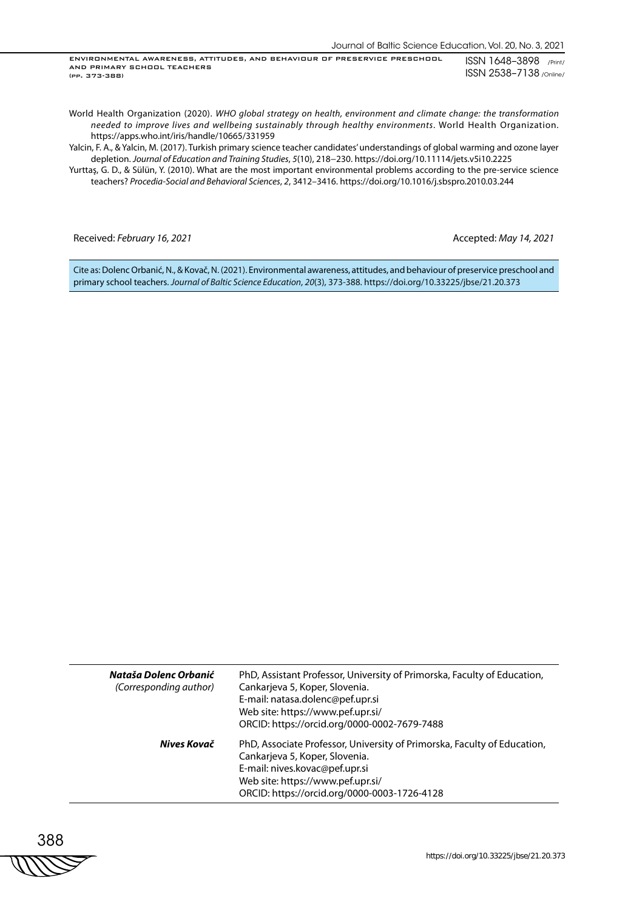World Health Organization (2020). *WHO global strategy on health, environment and climate change: the transformation needed to improve lives and wellbeing sustainably through healthy environments*. World Health Organization. https://apps.who.int/iris/handle/10665/331959

Yalcin, F. A., & Yalcin, M. (2017). Turkish primary science teacher candidates' understandings of global warming and ozone layer depletion. *Journal of Education and Training Studies*, *5*(10), 218−230. https://doi.org/10.11114/jets.v5i10.2225

Yurttaş, G. D., & Sülün, Y. (2010). What are the most important environmental problems according to the pre-service science teachers? *Procedia-Social and Behavioral Sciences*, *2*, 3412–3416. https://doi.org/10.1016/j.sbspro.2010.03.244

Received: *February 16, 2021*

Accepted: *May 14, 2021*

Cite as: Dolenc Orbanić, N., & Kovač, N. (2021). Environmental awareness, attitudes, and behaviour of preservice preschool and primary school teachers. *Journal of Baltic Science Education*, *20*(3), 373-388. https://doi.org/10.33225/jbse/21.20.373

| | |
|---|---|
| ***Nataša Dolenc Orbanić*** *(Corresponding author)* | PhD, Assistant Professor, University of Primorska, Faculty of Education, Cankarjeva 5, Koper, Slovenia. E-mail: natasa.dolenc@pef.upr.si Web site: https://www.pef.upr.si/ ORCID: https://orcid.org/0000-0002-7679-7488 |
| ***Nives Kovač*** | PhD, Associate Professor, University of Primorska, Faculty of Education, Cankarjeva 5, Koper, Slovenia. E-mail: nives.kovac@pef.upr.si Web site: https://www.pef.upr.si/ ORCID: https://orcid.org/0000-0003-1726-4128 |